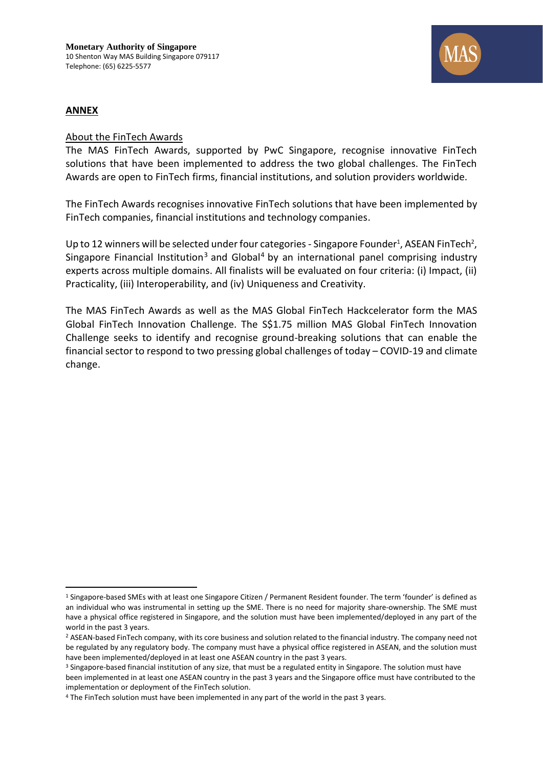Monetary Authority of Singapore
10 Shenton Way MAS Building Singapore 079117
Telephone: (65) 6225-5577

## ANNEX

### About the FinTech Awards

The MAS FinTech Awards, supported by PwC Singapore, recognise innovative FinTech solutions that have been implemented to address the two global challenges. The FinTech Awards are open to FinTech firms, financial institutions, and solution providers worldwide.

The FinTech Awards recognises innovative FinTech solutions that have been implemented by FinTech companies, financial institutions and technology companies.

Up to 12 winners will be selected under four categories - Singapore Founder[1], ASEAN FinTech[2], Singapore Financial Institution[3] and Global[4] by an international panel comprising industry experts across multiple domains. All finalists will be evaluated on four criteria: (i) Impact, (ii) Practicality, (iii) Interoperability, and (iv) Uniqueness and Creativity.

The MAS FinTech Awards as well as the MAS Global FinTech Hackcelerator form the MAS Global FinTech Innovation Challenge. The S$1.75 million MAS Global FinTech Innovation Challenge seeks to identify and recognise ground-breaking solutions that can enable the financial sector to respond to two pressing global challenges of today – COVID-19 and climate change.

---

[1] Singapore-based SMEs with at least one Singapore Citizen / Permanent Resident founder. The term 'founder' is defined as an individual who was instrumental in setting up the SME. There is no need for majority share-ownership. The SME must have a physical office registered in Singapore, and the solution must have been implemented/deployed in any part of the world in the past 3 years.

[2] ASEAN-based FinTech company, with its core business and solution related to the financial industry. The company need not be regulated by any regulatory body. The company must have a physical office registered in ASEAN, and the solution must have been implemented/deployed in at least one ASEAN country in the past 3 years.

[3] Singapore-based financial institution of any size, that must be a regulated entity in Singapore. The solution must have been implemented in at least one ASEAN country in the past 3 years and the Singapore office must have contributed to the implementation or deployment of the FinTech solution.

[4] The FinTech solution must have been implemented in any part of the world in the past 3 years.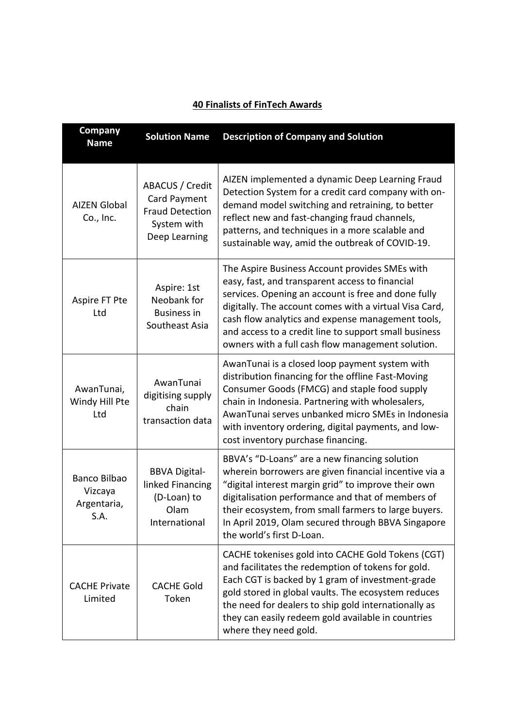**40 Finalists of FinTech Awards**

| Company Name | Solution Name | Description of Company and Solution |
|---|---|---|
| AIZEN Global Co., Inc. | ABACUS / Credit Card Payment Fraud Detection System with Deep Learning | AIZEN implemented a dynamic Deep Learning Fraud Detection System for a credit card company with on-demand model switching and retraining, to better reflect new and fast-changing fraud channels, patterns, and techniques in a more scalable and sustainable way, amid the outbreak of COVID-19. |
| Aspire FT Pte Ltd | Aspire: 1st Neobank for Business in Southeast Asia | The Aspire Business Account provides SMEs with easy, fast, and transparent access to financial services. Opening an account is free and done fully digitally. The account comes with a virtual Visa Card, cash flow analytics and expense management tools, and access to a credit line to support small business owners with a full cash flow management solution. |
| AwanTunai, Windy Hill Pte Ltd | AwanTunai digitising supply chain transaction data | AwanTunai is a closed loop payment system with distribution financing for the offline Fast-Moving Consumer Goods (FMCG) and staple food supply chain in Indonesia. Partnering with wholesalers, AwanTunai serves unbanked micro SMEs in Indonesia with inventory ordering, digital payments, and low-cost inventory purchase financing. |
| Banco Bilbao Vizcaya Argentaria, S.A. | BBVA Digital-linked Financing (D-Loan) to Olam International | BBVA's "D-Loans" are a new financing solution wherein borrowers are given financial incentive via a "digital interest margin grid" to improve their own digitalisation performance and that of members of their ecosystem, from small farmers to large buyers. In April 2019, Olam secured through BBVA Singapore the world's first D-Loan. |
| CACHE Private Limited | CACHE Gold Token | CACHE tokenises gold into CACHE Gold Tokens (CGT) and facilitates the redemption of tokens for gold. Each CGT is backed by 1 gram of investment-grade gold stored in global vaults. The ecosystem reduces the need for dealers to ship gold internationally as they can easily redeem gold available in countries where they need gold. |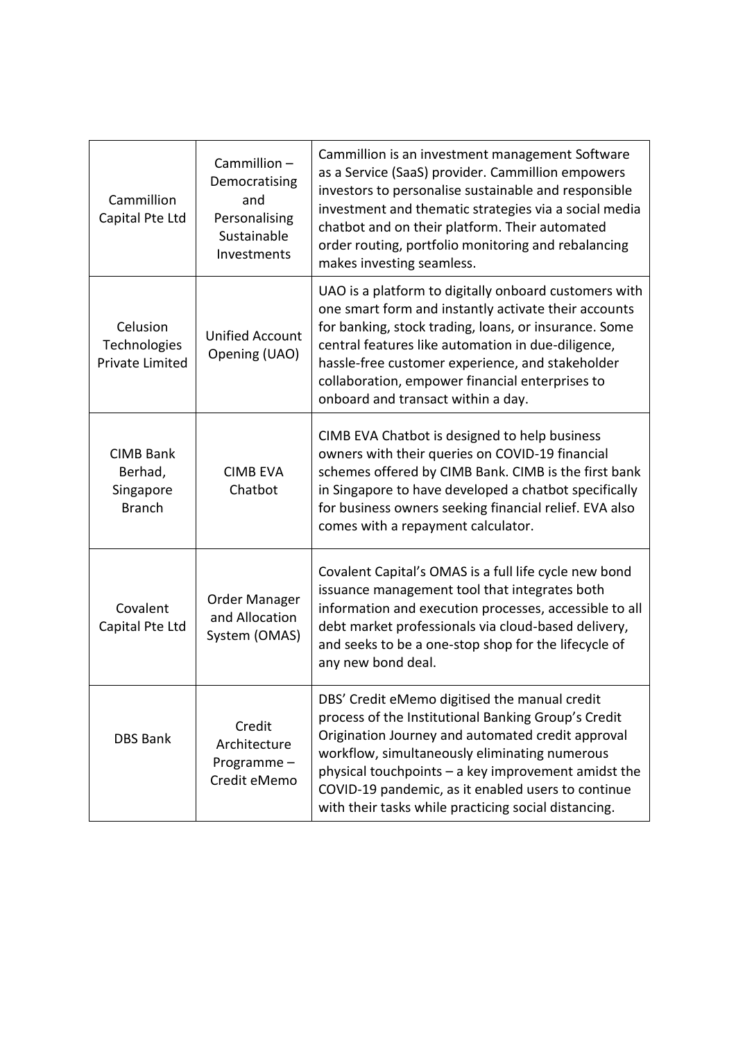| Cammillion Capital Pte Ltd | Cammillion – Democratising and Personalising Sustainable Investments | Cammillion is an investment management Software as a Service (SaaS) provider. Cammillion empowers investors to personalise sustainable and responsible investment and thematic strategies via a social media chatbot and on their platform. Their automated order routing, portfolio monitoring and rebalancing makes investing seamless. |
|---|---|---|
| Celusion Technologies Private Limited | Unified Account Opening (UAO) | UAO is a platform to digitally onboard customers with one smart form and instantly activate their accounts for banking, stock trading, loans, or insurance. Some central features like automation in due-diligence, hassle-free customer experience, and stakeholder collaboration, empower financial enterprises to onboard and transact within a day. |
| CIMB Bank Berhad, Singapore Branch | CIMB EVA Chatbot | CIMB EVA Chatbot is designed to help business owners with their queries on COVID-19 financial schemes offered by CIMB Bank. CIMB is the first bank in Singapore to have developed a chatbot specifically for business owners seeking financial relief. EVA also comes with a repayment calculator. |
| Covalent Capital Pte Ltd | Order Manager and Allocation System (OMAS) | Covalent Capital's OMAS is a full life cycle new bond issuance management tool that integrates both information and execution processes, accessible to all debt market professionals via cloud-based delivery, and seeks to be a one-stop shop for the lifecycle of any new bond deal. |
| DBS Bank | Credit Architecture Programme – Credit eMemo | DBS' Credit eMemo digitised the manual credit process of the Institutional Banking Group's Credit Origination Journey and automated credit approval workflow, simultaneously eliminating numerous physical touchpoints – a key improvement amidst the COVID-19 pandemic, as it enabled users to continue with their tasks while practicing social distancing. |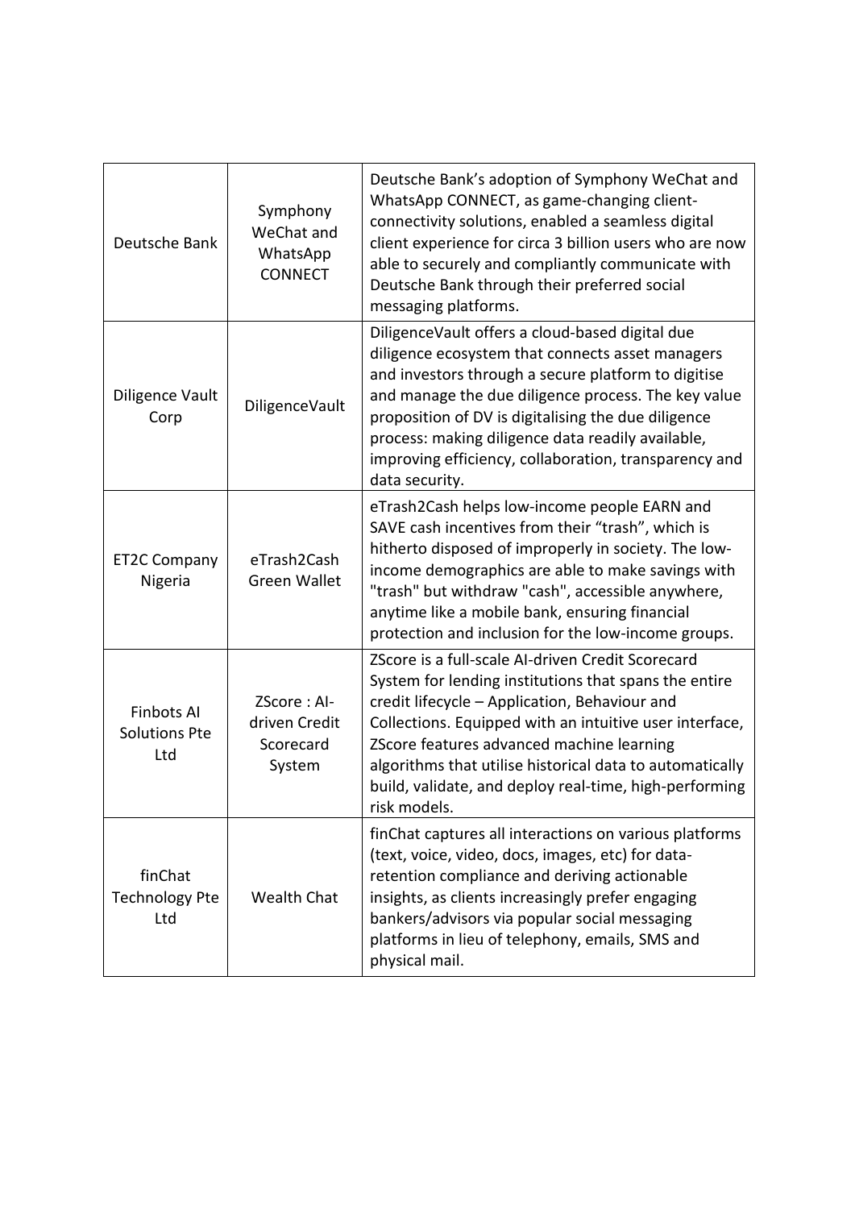| | | |
|---|---|---|
| Deutsche Bank | Symphony WeChat and WhatsApp CONNECT | Deutsche Bank's adoption of Symphony WeChat and WhatsApp CONNECT, as game-changing client-connectivity solutions, enabled a seamless digital client experience for circa 3 billion users who are now able to securely and compliantly communicate with Deutsche Bank through their preferred social messaging platforms. |
| Diligence Vault Corp | DiligenceVault | DiligenceVault offers a cloud-based digital due diligence ecosystem that connects asset managers and investors through a secure platform to digitise and manage the due diligence process. The key value proposition of DV is digitalising the due diligence process: making diligence data readily available, improving efficiency, collaboration, transparency and data security. |
| ET2C Company Nigeria | eTrash2Cash Green Wallet | eTrash2Cash helps low-income people EARN and SAVE cash incentives from their "trash", which is hitherto disposed of improperly in society. The low-income demographics are able to make savings with "trash" but withdraw "cash", accessible anywhere, anytime like a mobile bank, ensuring financial protection and inclusion for the low-income groups. |
| Finbots AI Solutions Pte Ltd | ZScore : AI-driven Credit Scorecard System | ZScore is a full-scale AI-driven Credit Scorecard System for lending institutions that spans the entire credit lifecycle – Application, Behaviour and Collections. Equipped with an intuitive user interface, ZScore features advanced machine learning algorithms that utilise historical data to automatically build, validate, and deploy real-time, high-performing risk models. |
| finChat Technology Pte Ltd | Wealth Chat | finChat captures all interactions on various platforms (text, voice, video, docs, images, etc) for data-retention compliance and deriving actionable insights, as clients increasingly prefer engaging bankers/advisors via popular social messaging platforms in lieu of telephony, emails, SMS and physical mail. |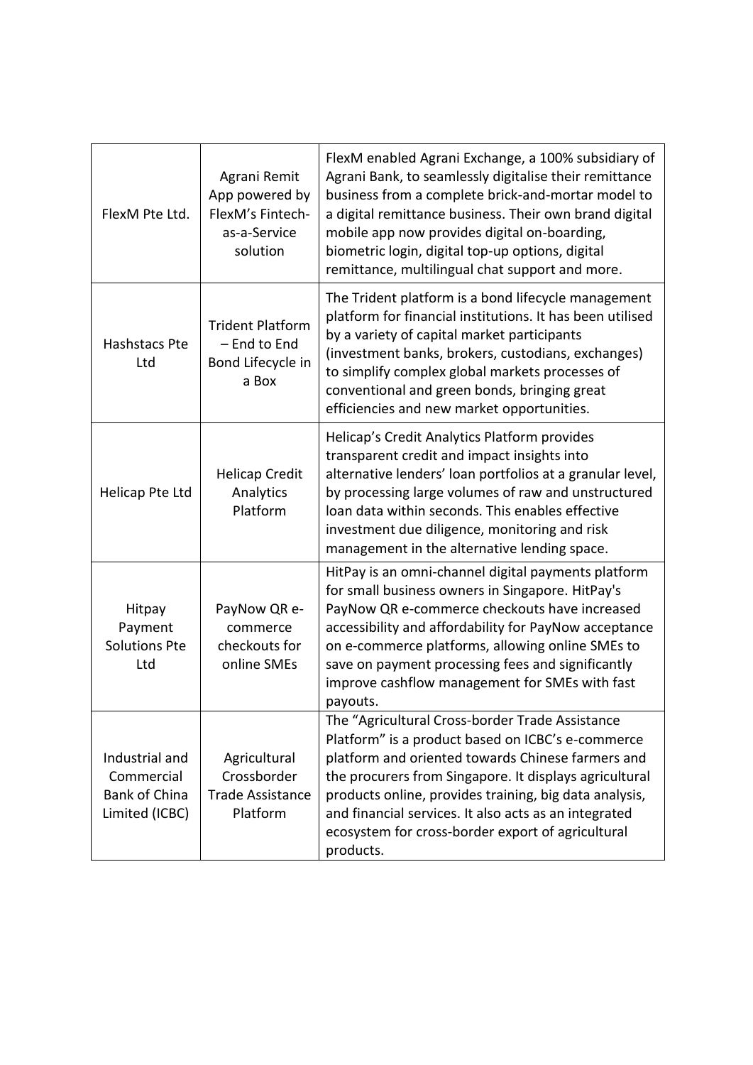| | | |
|---|---|---|
| FlexM Pte Ltd. | Agrani Remit App powered by FlexM's Fintech-as-a-Service solution | FlexM enabled Agrani Exchange, a 100% subsidiary of Agrani Bank, to seamlessly digitalise their remittance business from a complete brick-and-mortar model to a digital remittance business. Their own brand digital mobile app now provides digital on-boarding, biometric login, digital top-up options, digital remittance, multilingual chat support and more. |
| Hashstacs Pte Ltd | Trident Platform – End to End Bond Lifecycle in a Box | The Trident platform is a bond lifecycle management platform for financial institutions. It has been utilised by a variety of capital market participants (investment banks, brokers, custodians, exchanges) to simplify complex global markets processes of conventional and green bonds, bringing great efficiencies and new market opportunities. |
| Helicap Pte Ltd | Helicap Credit Analytics Platform | Helicap's Credit Analytics Platform provides transparent credit and impact insights into alternative lenders' loan portfolios at a granular level, by processing large volumes of raw and unstructured loan data within seconds. This enables effective investment due diligence, monitoring and risk management in the alternative lending space. |
| Hitpay Payment Solutions Pte Ltd | PayNow QR e-commerce checkouts for online SMEs | HitPay is an omni-channel digital payments platform for small business owners in Singapore. HitPay's PayNow QR e-commerce checkouts have increased accessibility and affordability for PayNow acceptance on e-commerce platforms, allowing online SMEs to save on payment processing fees and significantly improve cashflow management for SMEs with fast payouts. |
| Industrial and Commercial Bank of China Limited (ICBC) | Agricultural Crossborder Trade Assistance Platform | The "Agricultural Cross-border Trade Assistance Platform" is a product based on ICBC's e-commerce platform and oriented towards Chinese farmers and the procurers from Singapore. It displays agricultural products online, provides training, big data analysis, and financial services. It also acts as an integrated ecosystem for cross-border export of agricultural products. |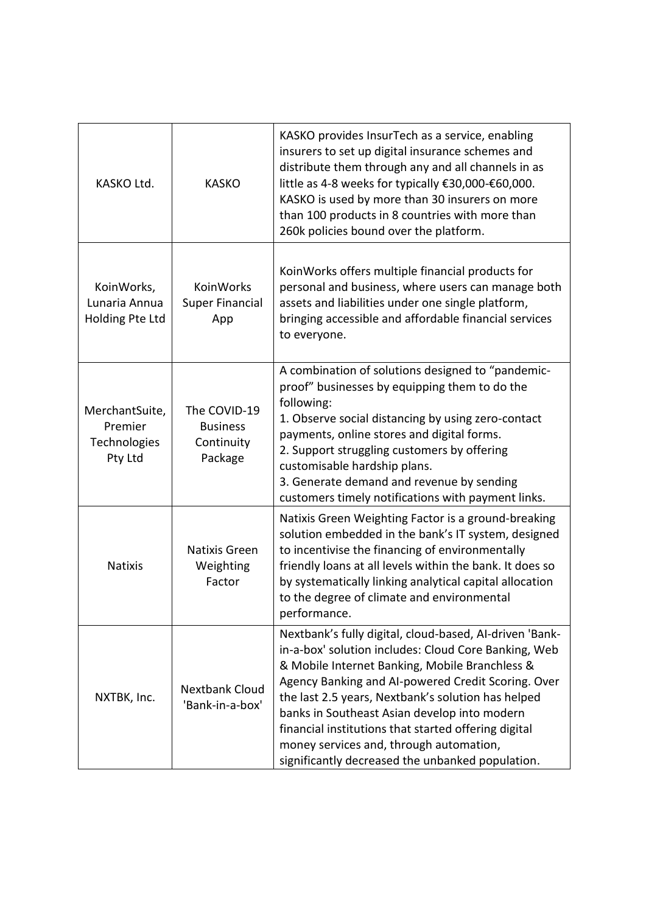| | | |
|---|---|---|
| KASKO Ltd. | KASKO | KASKO provides InsurTech as a service, enabling insurers to set up digital insurance schemes and distribute them through any and all channels in as little as 4-8 weeks for typically €30,000-€60,000. KASKO is used by more than 30 insurers on more than 100 products in 8 countries with more than 260k policies bound over the platform. |
| KoinWorks, Lunaria Annua Holding Pte Ltd | KoinWorks Super Financial App | KoinWorks offers multiple financial products for personal and business, where users can manage both assets and liabilities under one single platform, bringing accessible and affordable financial services to everyone. |
| MerchantSuite, Premier Technologies Pty Ltd | The COVID-19 Business Continuity Package | A combination of solutions designed to "pandemic-proof" businesses by equipping them to do the following:<br>1. Observe social distancing by using zero-contact payments, online stores and digital forms.<br>2. Support struggling customers by offering customisable hardship plans.<br>3. Generate demand and revenue by sending customers timely notifications with payment links. |
| Natixis | Natixis Green Weighting Factor | Natixis Green Weighting Factor is a ground-breaking solution embedded in the bank's IT system, designed to incentivise the financing of environmentally friendly loans at all levels within the bank. It does so by systematically linking analytical capital allocation to the degree of climate and environmental performance. |
| NXTBK, Inc. | Nextbank Cloud 'Bank-in-a-box' | Nextbank's fully digital, cloud-based, AI-driven 'Bank-in-a-box' solution includes: Cloud Core Banking, Web & Mobile Internet Banking, Mobile Branchless & Agency Banking and AI-powered Credit Scoring. Over the last 2.5 years, Nextbank's solution has helped banks in Southeast Asian develop into modern financial institutions that started offering digital money services and, through automation, significantly decreased the unbanked population. |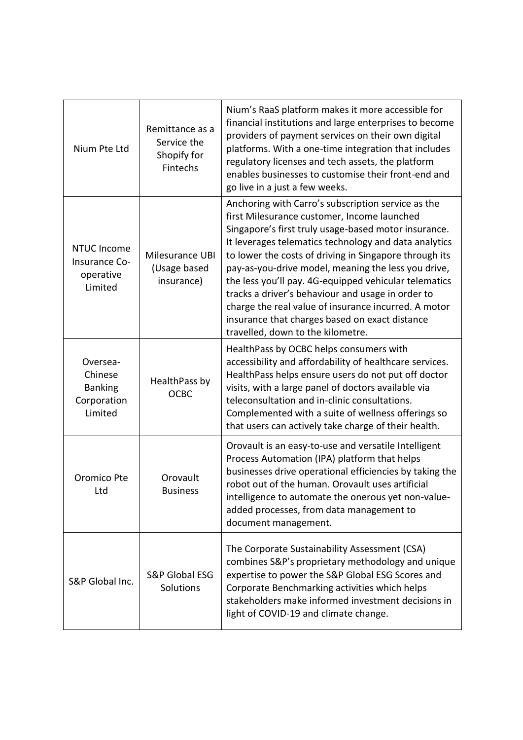| | | |
|---|---|---|
| Nium Pte Ltd | Remittance as a Service the Shopify for Fintechs | Nium's RaaS platform makes it more accessible for financial institutions and large enterprises to become providers of payment services on their own digital platforms. With a one-time integration that includes regulatory licenses and tech assets, the platform enables businesses to customise their front-end and go live in a just a few weeks. |
| NTUC Income Insurance Co-operative Limited | Milesurance UBI (Usage based insurance) | Anchoring with Carro's subscription service as the first Milesurance customer, Income launched Singapore's first truly usage-based motor insurance. It leverages telematics technology and data analytics to lower the costs of driving in Singapore through its pay-as-you-drive model, meaning the less you drive, the less you'll pay. 4G-equipped vehicular telematics tracks a driver's behaviour and usage in order to charge the real value of insurance incurred. A motor insurance that charges based on exact distance travelled, down to the kilometre. |
| Oversea-Chinese Banking Corporation Limited | HealthPass by OCBC | HealthPass by OCBC helps consumers with accessibility and affordability of healthcare services. HealthPass helps ensure users do not put off doctor visits, with a large panel of doctors available via teleconsultation and in-clinic consultations. Complemented with a suite of wellness offerings so that users can actively take charge of their health. |
| Oromico Pte Ltd | Orovault Business | Orovault is an easy-to-use and versatile Intelligent Process Automation (IPA) platform that helps businesses drive operational efficiencies by taking the robot out of the human. Orovault uses artificial intelligence to automate the onerous yet non-value-added processes, from data management to document management. |
| S&P Global Inc. | S&P Global ESG Solutions | The Corporate Sustainability Assessment (CSA) combines S&P's proprietary methodology and unique expertise to power the S&P Global ESG Scores and Corporate Benchmarking activities which helps stakeholders make informed investment decisions in light of COVID-19 and climate change. |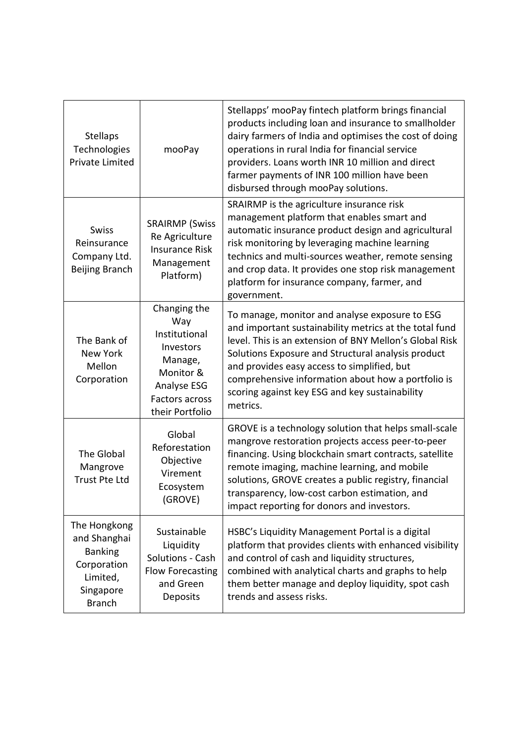| Stellaps Technologies Private Limited | mooPay | Stellapps' mooPay fintech platform brings financial products including loan and insurance to smallholder dairy farmers of India and optimises the cost of doing operations in rural India for financial service providers. Loans worth INR 10 million and direct farmer payments of INR 100 million have been disbursed through mooPay solutions. |
|---|---|---|
| Swiss Reinsurance Company Ltd. Beijing Branch | SRAIRMP (Swiss Re Agriculture Insurance Risk Management Platform) | SRAIRMP is the agriculture insurance risk management platform that enables smart and automatic insurance product design and agricultural risk monitoring by leveraging machine learning technics and multi-sources weather, remote sensing and crop data. It provides one stop risk management platform for insurance company, farmer, and government. |
| The Bank of New York Mellon Corporation | Changing the Way Institutional Investors Manage, Monitor & Analyse ESG Factors across their Portfolio | To manage, monitor and analyse exposure to ESG and important sustainability metrics at the total fund level. This is an extension of BNY Mellon's Global Risk Solutions Exposure and Structural analysis product and provides easy access to simplified, but comprehensive information about how a portfolio is scoring against key ESG and key sustainability metrics. |
| The Global Mangrove Trust Pte Ltd | Global Reforestation Objective Virement Ecosystem (GROVE) | GROVE is a technology solution that helps small-scale mangrove restoration projects access peer-to-peer financing. Using blockchain smart contracts, satellite remote imaging, machine learning, and mobile solutions, GROVE creates a public registry, financial transparency, low-cost carbon estimation, and impact reporting for donors and investors. |
| The Hongkong and Shanghai Banking Corporation Limited, Singapore Branch | Sustainable Liquidity Solutions - Cash Flow Forecasting and Green Deposits | HSBC's Liquidity Management Portal is a digital platform that provides clients with enhanced visibility and control of cash and liquidity structures, combined with analytical charts and graphs to help them better manage and deploy liquidity, spot cash trends and assess risks. |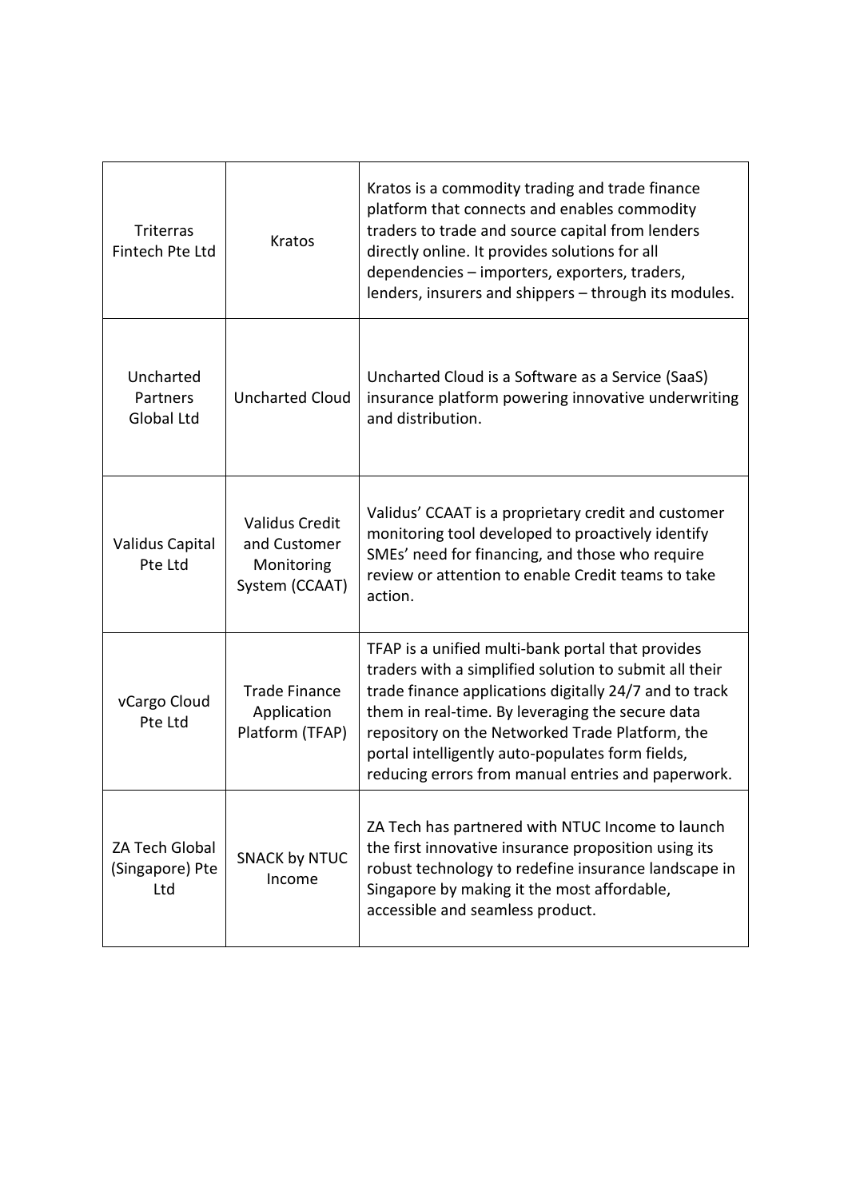| | | |
|---|---|---|
| Triterras Fintech Pte Ltd | Kratos | Kratos is a commodity trading and trade finance platform that connects and enables commodity traders to trade and source capital from lenders directly online. It provides solutions for all dependencies – importers, exporters, traders, lenders, insurers and shippers – through its modules. |
| Uncharted Partners Global Ltd | Uncharted Cloud | Uncharted Cloud is a Software as a Service (SaaS) insurance platform powering innovative underwriting and distribution. |
| Validus Capital Pte Ltd | Validus Credit and Customer Monitoring System (CCAAT) | Validus' CCAAT is a proprietary credit and customer monitoring tool developed to proactively identify SMEs' need for financing, and those who require review or attention to enable Credit teams to take action. |
| vCargo Cloud Pte Ltd | Trade Finance Application Platform (TFAP) | TFAP is a unified multi-bank portal that provides traders with a simplified solution to submit all their trade finance applications digitally 24/7 and to track them in real-time. By leveraging the secure data repository on the Networked Trade Platform, the portal intelligently auto-populates form fields, reducing errors from manual entries and paperwork. |
| ZA Tech Global (Singapore) Pte Ltd | SNACK by NTUC Income | ZA Tech has partnered with NTUC Income to launch the first innovative insurance proposition using its robust technology to redefine insurance landscape in Singapore by making it the most affordable, accessible and seamless product. |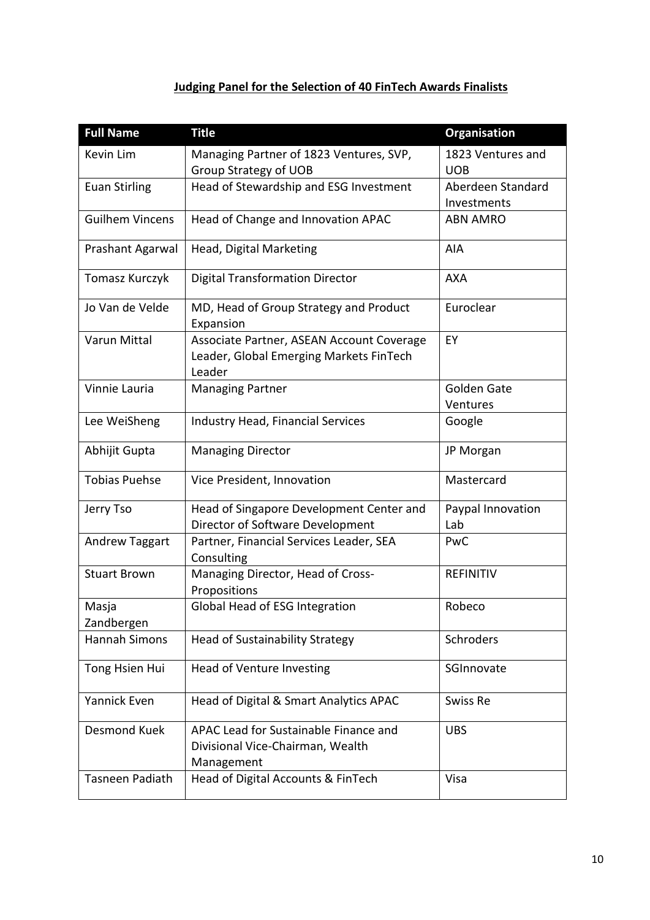**Judging Panel for the Selection of 40 FinTech Awards Finalists**

| Full Name | Title | Organisation |
|---|---|---|
| Kevin Lim | Managing Partner of 1823 Ventures, SVP, Group Strategy of UOB | 1823 Ventures and UOB |
| Euan Stirling | Head of Stewardship and ESG Investment | Aberdeen Standard Investments |
| Guilhem Vincens | Head of Change and Innovation APAC | ABN AMRO |
| Prashant Agarwal | Head, Digital Marketing | AIA |
| Tomasz Kurczyk | Digital Transformation Director | AXA |
| Jo Van de Velde | MD, Head of Group Strategy and Product Expansion | Euroclear |
| Varun Mittal | Associate Partner, ASEAN Account Coverage Leader, Global Emerging Markets FinTech Leader | EY |
| Vinnie Lauria | Managing Partner | Golden Gate Ventures |
| Lee WeiSheng | Industry Head, Financial Services | Google |
| Abhijit Gupta | Managing Director | JP Morgan |
| Tobias Puehse | Vice President, Innovation | Mastercard |
| Jerry Tso | Head of Singapore Development Center and Director of Software Development | Paypal Innovation Lab |
| Andrew Taggart | Partner, Financial Services Leader, SEA Consulting | PwC |
| Stuart Brown | Managing Director, Head of Cross-Propositions | REFINITIV |
| Masja Zandbergen | Global Head of ESG Integration | Robeco |
| Hannah Simons | Head of Sustainability Strategy | Schroders |
| Tong Hsien Hui | Head of Venture Investing | SGInnovate |
| Yannick Even | Head of Digital & Smart Analytics APAC | Swiss Re |
| Desmond Kuek | APAC Lead for Sustainable Finance and Divisional Vice-Chairman, Wealth Management | UBS |
| Tasneen Padiath | Head of Digital Accounts & FinTech | Visa |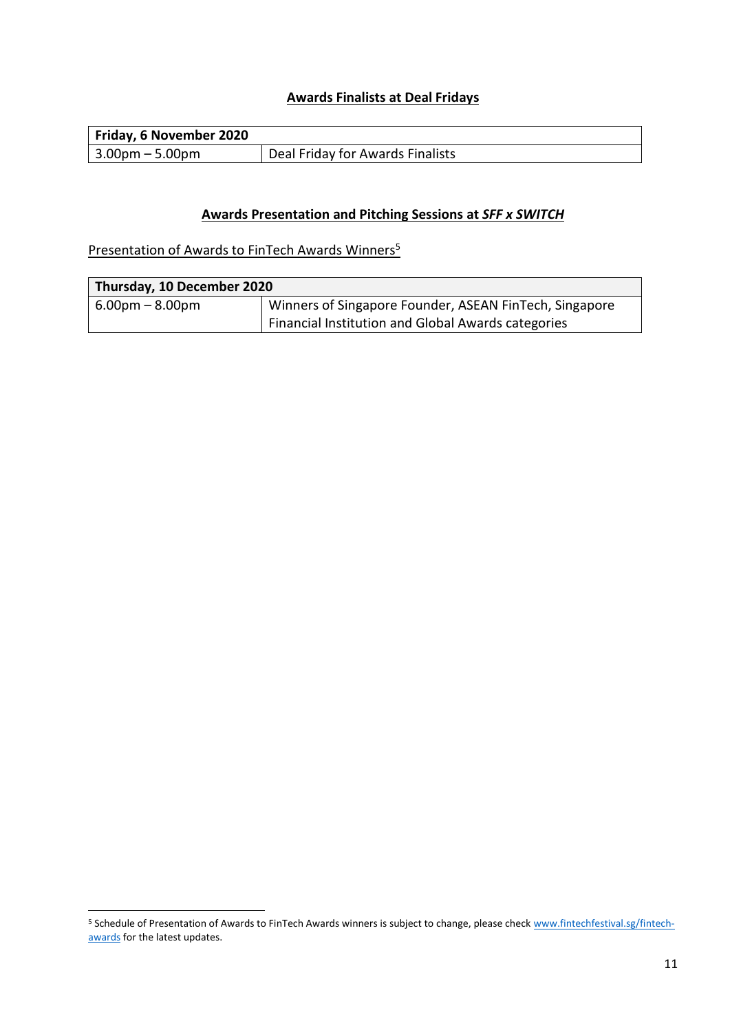## Awards Finalists at Deal Fridays

| Friday, 6 November 2020 | |
|---|---|
| 3.00pm – 5.00pm | Deal Friday for Awards Finalists |

## Awards Presentation and Pitching Sessions at *SFF x SWITCH*

Presentation of Awards to FinTech Awards Winners[5]

| Thursday, 10 December 2020 | |
|---|---|
| 6.00pm – 8.00pm | Winners of Singapore Founder, ASEAN FinTech, Singapore Financial Institution and Global Awards categories |

[5] Schedule of Presentation of Awards to FinTech Awards winners is subject to change, please check www.fintechfestival.sg/fintech-awards for the latest updates.